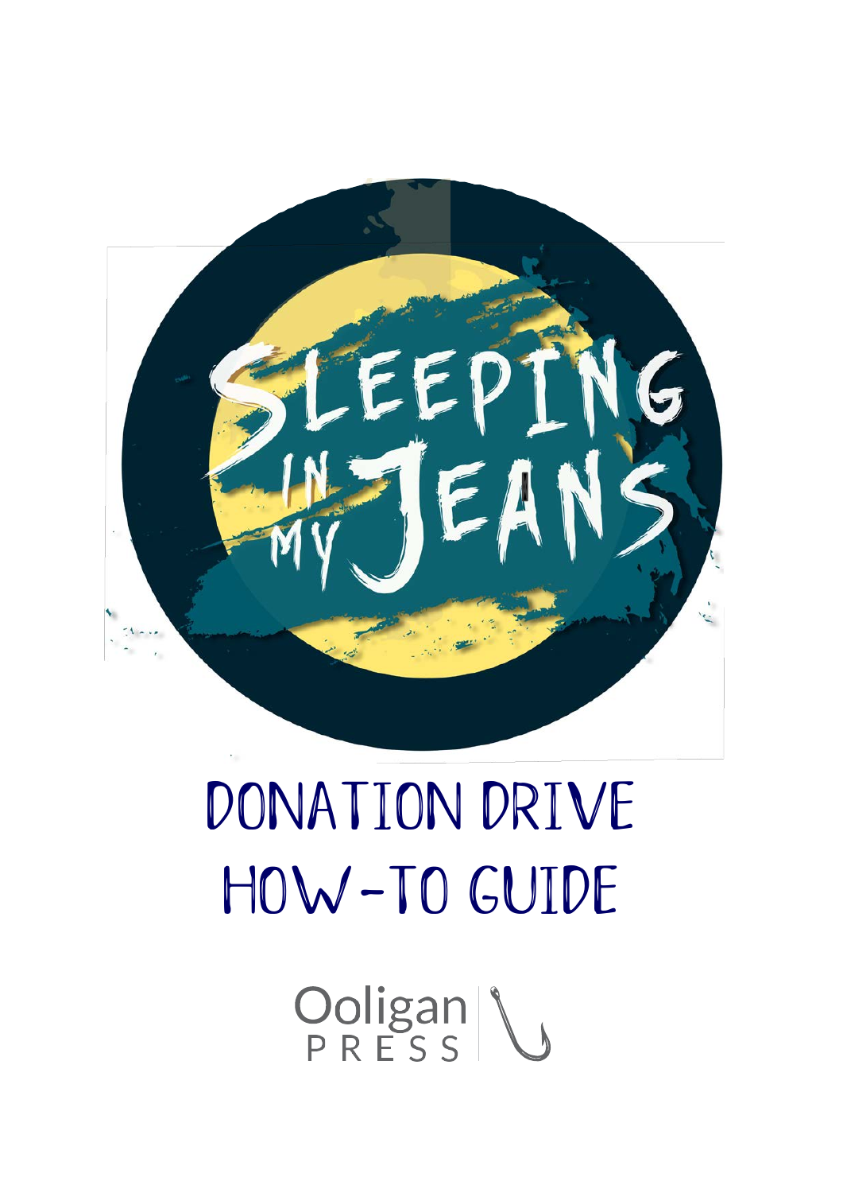# Sleeping in My Jeans

## DONATION DRIVE HOW-TO GUIDE

Ooligan PRESS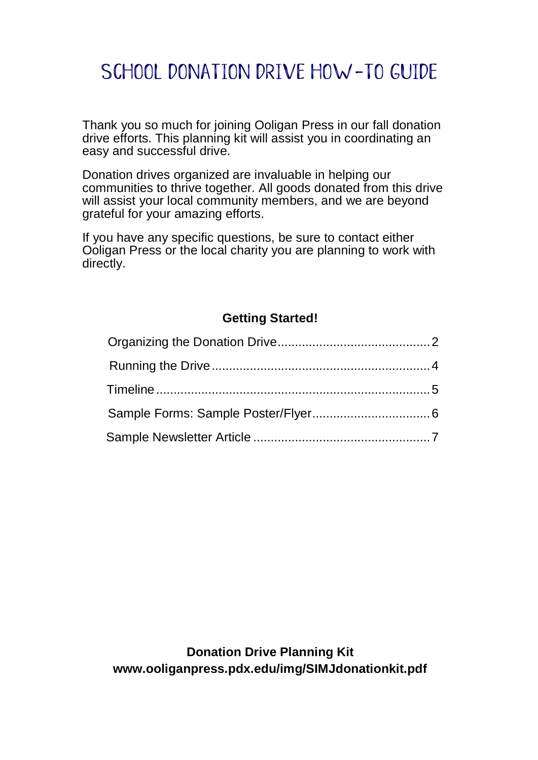# SCHOOL DONATION DRIVE HOW-TO GUIDE

Thank you so much for joining Ooligan Press in our fall donation drive efforts. This planning kit will assist you in coordinating an easy and successful drive.

Donation drives organized are invaluable in helping our communities to thrive together. All goods donated from this drive will assist your local community members, and we are beyond grateful for your amazing efforts.

If you have any specific questions, be sure to contact either Ooligan Press or the local charity you are planning to work with directly.

**Getting Started!**

- Organizing the Donation Drive .......... 2
- Running the Drive .......... 4
- Timeline .......... 5
- Sample Forms: Sample Poster/Flyer .......... 6
- Sample Newsletter Article .......... 7

**Donation Drive Planning Kit**
**www.ooliganpress.pdx.edu/img/SIMJdonationkit.pdf**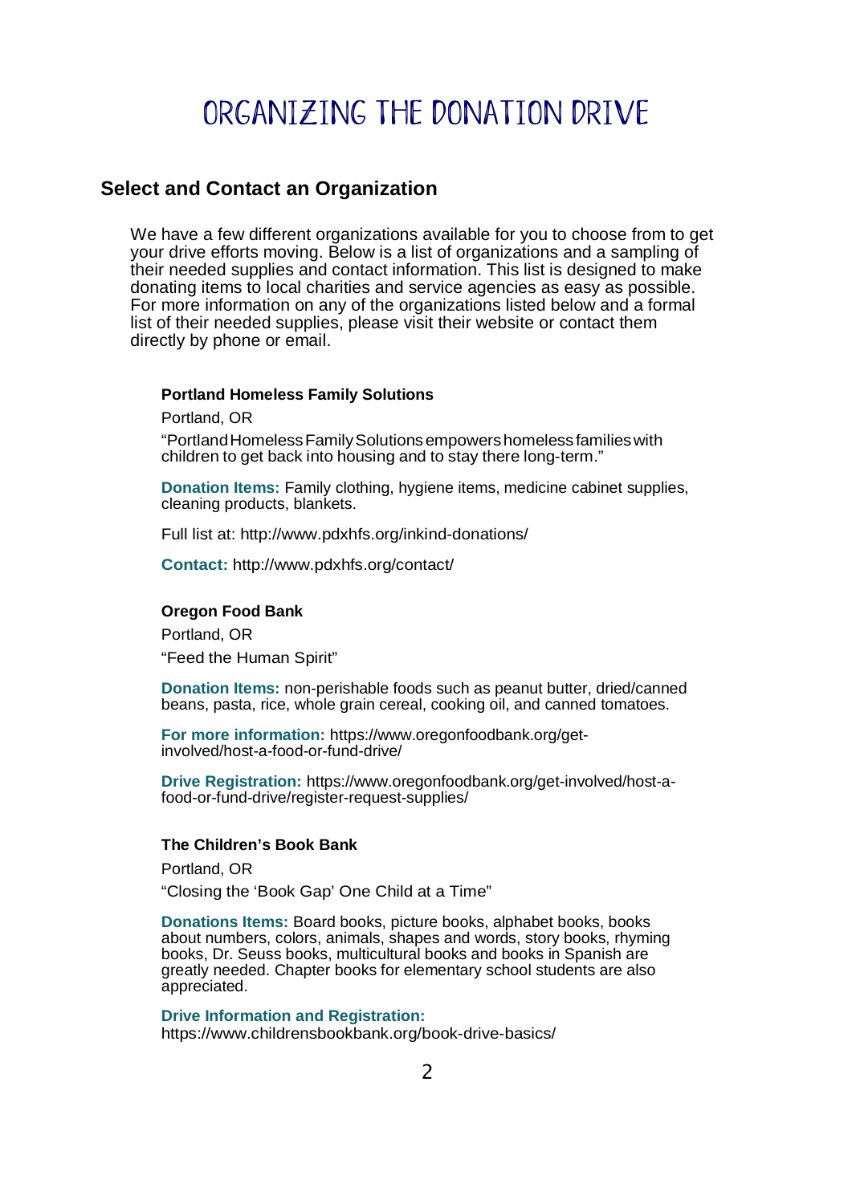# ORGANIZING THE DONATION DRIVE

## Select and Contact an Organization

We have a few different organizations available for you to choose from to get your drive efforts moving. Below is a list of organizations and a sampling of their needed supplies and contact information. This list is designed to make donating items to local charities and service agencies as easy as possible. For more information on any of the organizations listed below and a formal list of their needed supplies, please visit their website or contact them directly by phone or email.

### Portland Homeless Family Solutions

Portland, OR

"Portland Homeless Family Solutions empowers homeless families with children to get back into housing and to stay there long-term."

**Donation Items:** Family clothing, hygiene items, medicine cabinet supplies, cleaning products, blankets.

Full list at: http://www.pdxhfs.org/inkind-donations/

**Contact:** http://www.pdxhfs.org/contact/

### Oregon Food Bank

Portland, OR

"Feed the Human Spirit"

**Donation Items:** non-perishable foods such as peanut butter, dried/canned beans, pasta, rice, whole grain cereal, cooking oil, and canned tomatoes.

**For more information:** https://www.oregonfoodbank.org/get-involved/host-a-food-or-fund-drive/

**Drive Registration:** https://www.oregonfoodbank.org/get-involved/host-a-food-or-fund-drive/register-request-supplies/

### The Children's Book Bank

Portland, OR

"Closing the 'Book Gap' One Child at a Time"

**Donations Items:** Board books, picture books, alphabet books, books about numbers, colors, animals, shapes and words, story books, rhyming books, Dr. Seuss books, multicultural books and books in Spanish are greatly needed. Chapter books for elementary school students are also appreciated.

**Drive Information and Registration:**
https://www.childrensbookbank.org/book-drive-basics/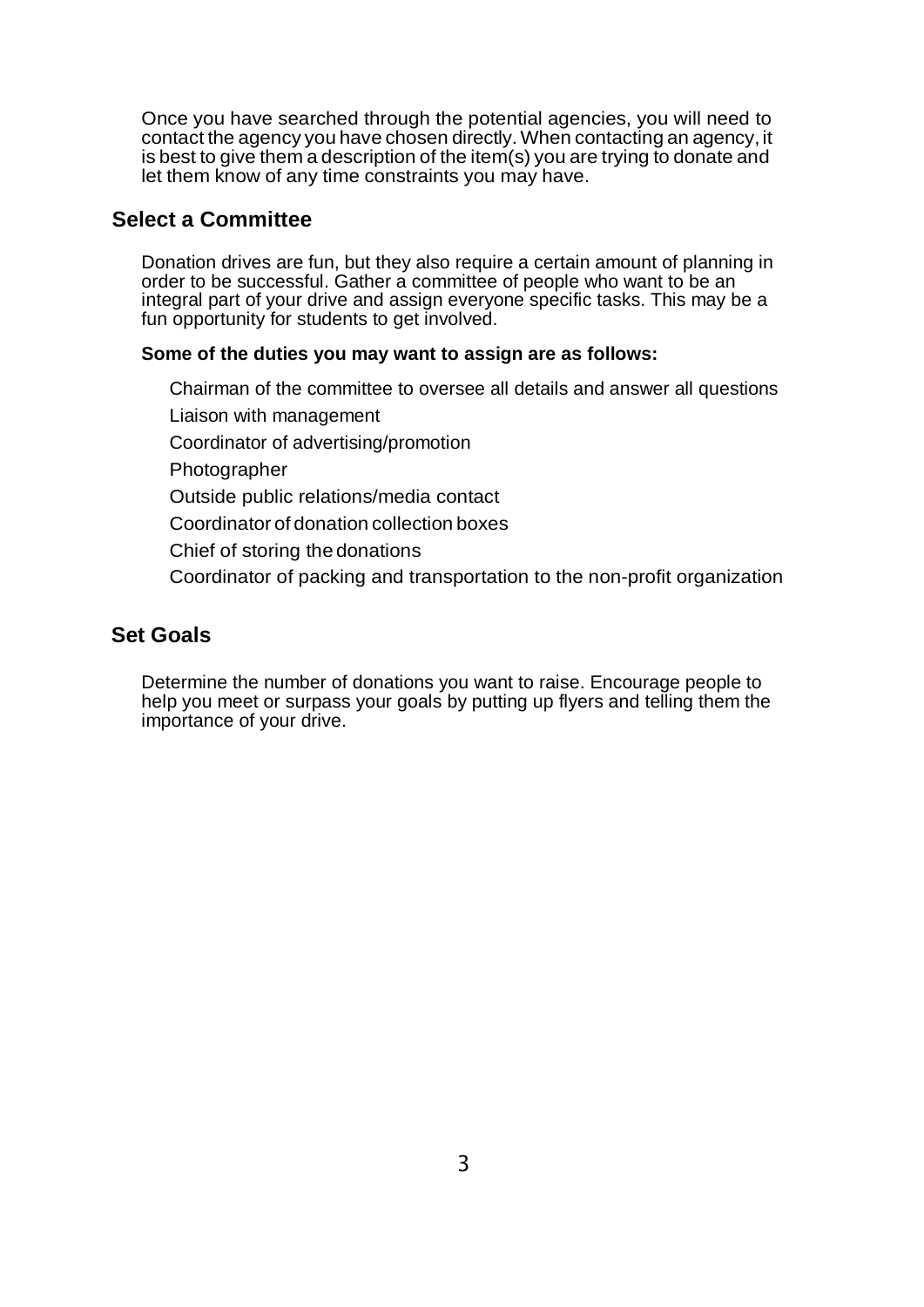Once you have searched through the potential agencies, you will need to contact the agency you have chosen directly. When contacting an agency, it is best to give them a description of the item(s) you are trying to donate and let them know of any time constraints you may have.

## Select a Committee

Donation drives are fun, but they also require a certain amount of planning in order to be successful. Gather a committee of people who want to be an integral part of your drive and assign everyone specific tasks. This may be a fun opportunity for students to get involved.

**Some of the duties you may want to assign are as follows:**

- Chairman of the committee to oversee all details and answer all questions
- Liaison with management
- Coordinator of advertising/promotion
- Photographer
- Outside public relations/media contact
- Coordinator of donation collection boxes
- Chief of storing the donations
- Coordinator of packing and transportation to the non-profit organization

## Set Goals

Determine the number of donations you want to raise. Encourage people to help you meet or surpass your goals by putting up flyers and telling them the importance of your drive.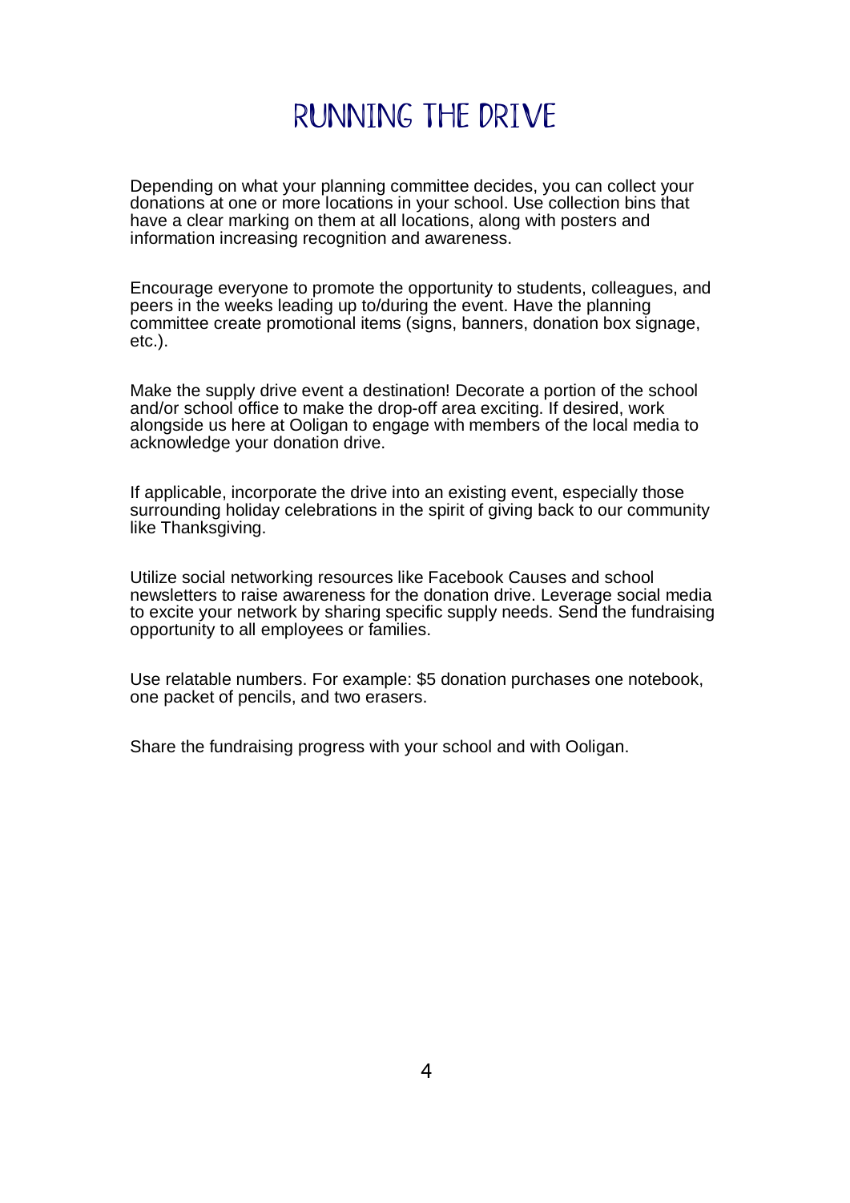# RUNNING THE DRIVE

Depending on what your planning committee decides, you can collect your donations at one or more locations in your school. Use collection bins that have a clear marking on them at all locations, along with posters and information increasing recognition and awareness.

Encourage everyone to promote the opportunity to students, colleagues, and peers in the weeks leading up to/during the event. Have the planning committee create promotional items (signs, banners, donation box signage, etc.).

Make the supply drive event a destination! Decorate a portion of the school and/or school office to make the drop-off area exciting. If desired, work alongside us here at Ooligan to engage with members of the local media to acknowledge your donation drive.

If applicable, incorporate the drive into an existing event, especially those surrounding holiday celebrations in the spirit of giving back to our community like Thanksgiving.

Utilize social networking resources like Facebook Causes and school newsletters to raise awareness for the donation drive. Leverage social media to excite your network by sharing specific supply needs. Send the fundraising opportunity to all employees or families.

Use relatable numbers. For example: $5 donation purchases one notebook, one packet of pencils, and two erasers.

Share the fundraising progress with your school and with Ooligan.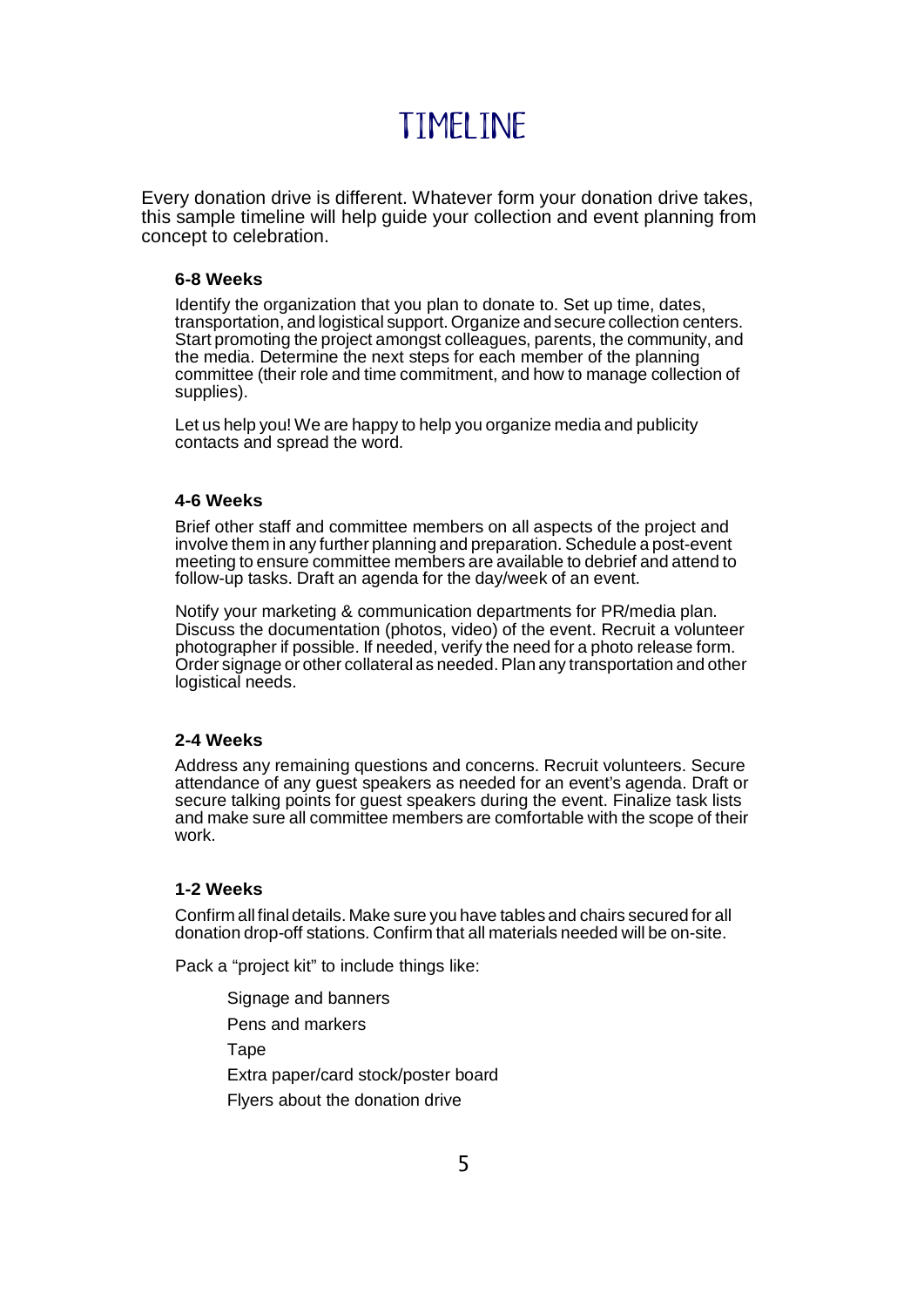# TIMELINE

Every donation drive is different. Whatever form your donation drive takes, this sample timeline will help guide your collection and event planning from concept to celebration.

### 6-8 Weeks

Identify the organization that you plan to donate to. Set up time, dates, transportation, and logistical support. Organize and secure collection centers. Start promoting the project amongst colleagues, parents, the community, and the media. Determine the next steps for each member of the planning committee (their role and time commitment, and how to manage collection of supplies).

Let us help you! We are happy to help you organize media and publicity contacts and spread the word.

### 4-6 Weeks

Brief other staff and committee members on all aspects of the project and involve them in any further planning and preparation. Schedule a post-event meeting to ensure committee members are available to debrief and attend to follow-up tasks. Draft an agenda for the day/week of an event.

Notify your marketing & communication departments for PR/media plan. Discuss the documentation (photos, video) of the event. Recruit a volunteer photographer if possible. If needed, verify the need for a photo release form. Order signage or other collateral as needed. Plan any transportation and other logistical needs.

### 2-4 Weeks

Address any remaining questions and concerns. Recruit volunteers. Secure attendance of any guest speakers as needed for an event's agenda. Draft or secure talking points for guest speakers during the event. Finalize task lists and make sure all committee members are comfortable with the scope of their work.

### 1-2 Weeks

Confirm all final details. Make sure you have tables and chairs secured for all donation drop-off stations. Confirm that all materials needed will be on-site.

Pack a "project kit" to include things like:

- Signage and banners
- Pens and markers
- Tape
- Extra paper/card stock/poster board
- Flyers about the donation drive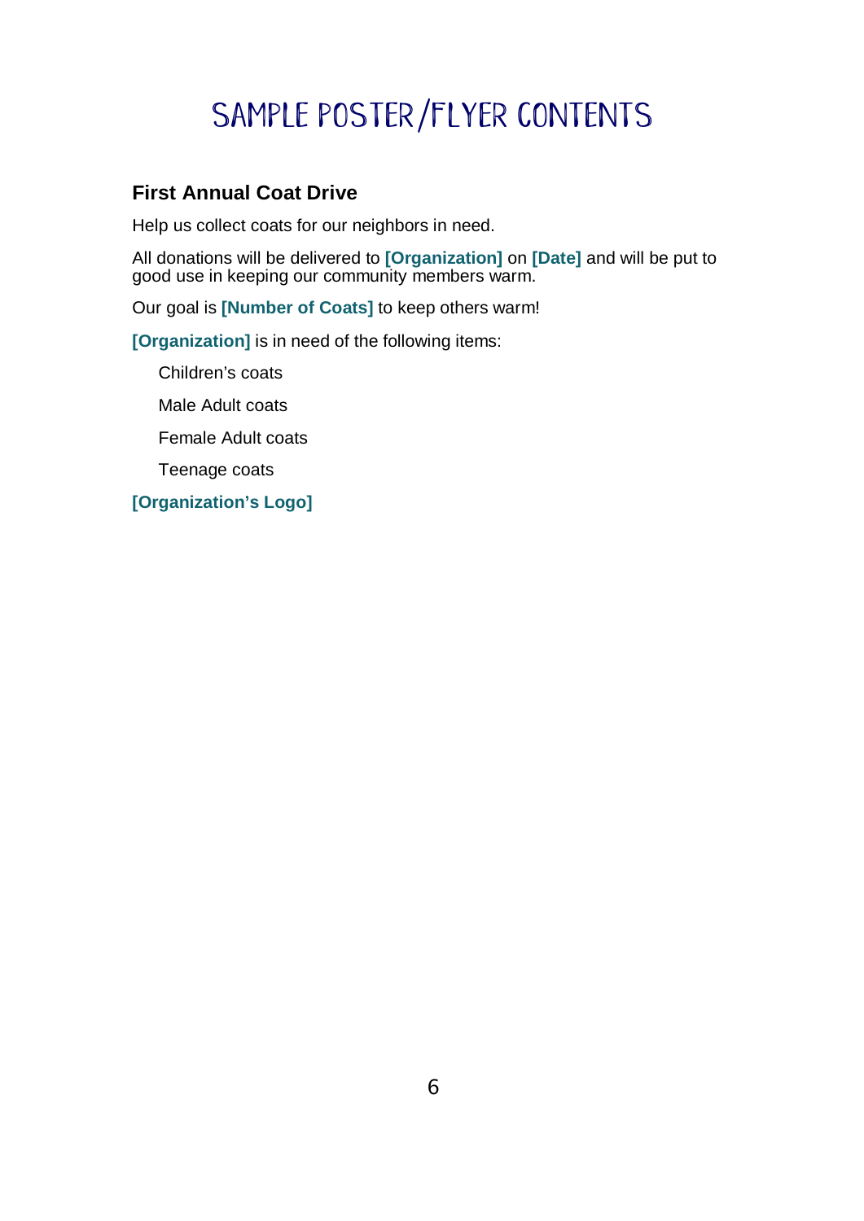# SAMPLE POSTER/FLYER CONTENTS

### First Annual Coat Drive

Help us collect coats for our neighbors in need.

All donations will be delivered to **[Organization]** on **[Date]** and will be put to good use in keeping our community members warm.

Our goal is **[Number of Coats]** to keep others warm!

**[Organization]** is in need of the following items:

- Children's coats
- Male Adult coats
- Female Adult coats
- Teenage coats

**[Organization's Logo]**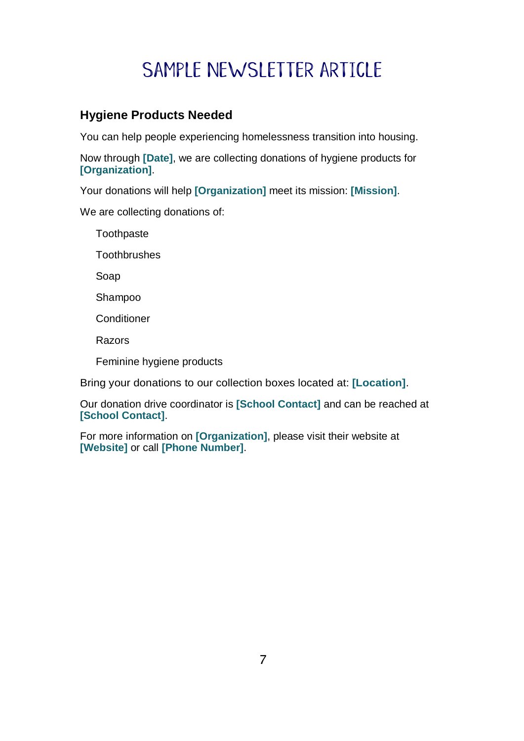# SAMPLE NEWSLETTER ARTICLE

## Hygiene Products Needed

You can help people experiencing homelessness transition into housing.

Now through **[Date]**, we are collecting donations of hygiene products for **[Organization]**.

Your donations will help **[Organization]** meet its mission: **[Mission]**.

We are collecting donations of:

- Toothpaste
- Toothbrushes
- Soap
- Shampoo
- Conditioner
- Razors
- Feminine hygiene products

Bring your donations to our collection boxes located at: **[Location]**.

Our donation drive coordinator is **[School Contact]** and can be reached at **[School Contact]**.

For more information on **[Organization]**, please visit their website at **[Website]** or call **[Phone Number]**.